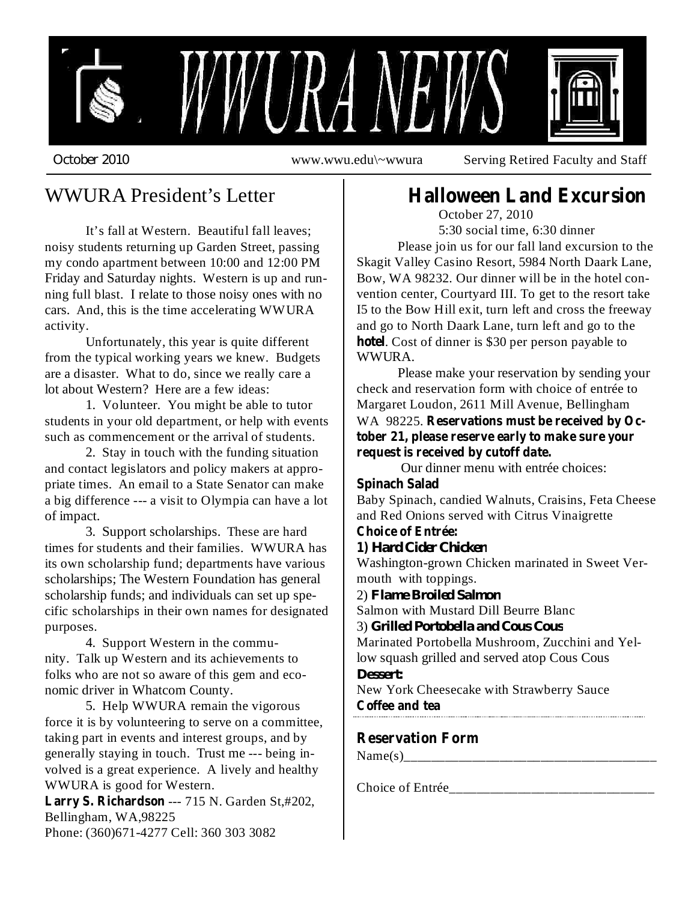# WWURA NEWS

October 2010 www.wwu.edu\~wwura Serving Retired Faculty and Staff

## WWURA President's Letter

It's fall at Western. Beautiful fall leaves; noisy students returning up Garden Street, passing my condo apartment between 10:00 and 12:00 PM Friday and Saturday nights. Western is up and running full blast. I relate to those noisy ones with no cars. And, this is the time accelerating WWURA activity.

Unfortunately, this year is quite different from the typical working years we knew. Budgets are a disaster. What to do, since we really care a lot about Western? Here are a few ideas:

1. Volunteer. You might be able to tutor students in your old department, or help with events such as commencement or the arrival of students.

2. Stay in touch with the funding situation and contact legislators and policy makers at appropriate times. An email to a State Senator can make a big difference --- a visit to Olympia can have a lot of impact.

3. Support scholarships. These are hard times for students and their families. WWURA has its own scholarship fund; departments have various scholarships; The Western Foundation has general scholarship funds; and individuals can set up specific scholarships in their own names for designated purposes.

4. Support Western in the community. Talk up Western and its achievements to folks who are not so aware of this gem and economic driver in Whatcom County.

5. Help WWURA remain the vigorous force it is by volunteering to serve on a committee, taking part in events and interest groups, and by generally staying in touch. Trust me --- being involved is a great experience. A lively and healthy WWURA is good for Western.

**Larry S. Richardson** --- 715 N. Garden St,#202, Bellingham, WA,98225
Phone: (360)671-4277 Cell: 360 303 3082

## Halloween Land Excursion

October 27, 2010
5:30 social time, 6:30 dinner

Please join us for our fall land excursion to the Skagit Valley Casino Resort, 5984 North Daark Lane, Bow, WA 98232. Our dinner will be in the hotel convention center, Courtyard III. To get to the resort take I5 to the Bow Hill exit, turn left and cross the freeway and go to North Daark Lane, turn left and go to the **hotel**. Cost of dinner is $30 per person payable to WWURA.

Please make your reservation by sending your check and reservation form with choice of entrée to Margaret Loudon, 2611 Mill Avenue, Bellingham WA 98225. **Reservations must be received by October 21, please reserve early to make sure your request is received by cutoff date.**

Our dinner menu with entrée choices:

**Spinach Salad**
Baby Spinach, candied Walnuts, Craisins, Feta Cheese and Red Onions served with Citrus Vinaigrette

**Choice of Entrée:**

**1) Hard Cider Chicken**
Washington-grown Chicken marinated in Sweet Vermouth with toppings.

2) **Flame Broiled Salmon**
Salmon with Mustard Dill Beurre Blanc

3) **Grilled Portobella and Cous Cous**
Marinated Portobella Mushroom, Zucchini and Yellow squash grilled and served atop Cous Cous

**Dessert:**
New York Cheesecake with Strawberry Sauce

**Coffee and tea**

### Reservation Form

Name(s)_____________________________________

Choice of Entrée_______________________________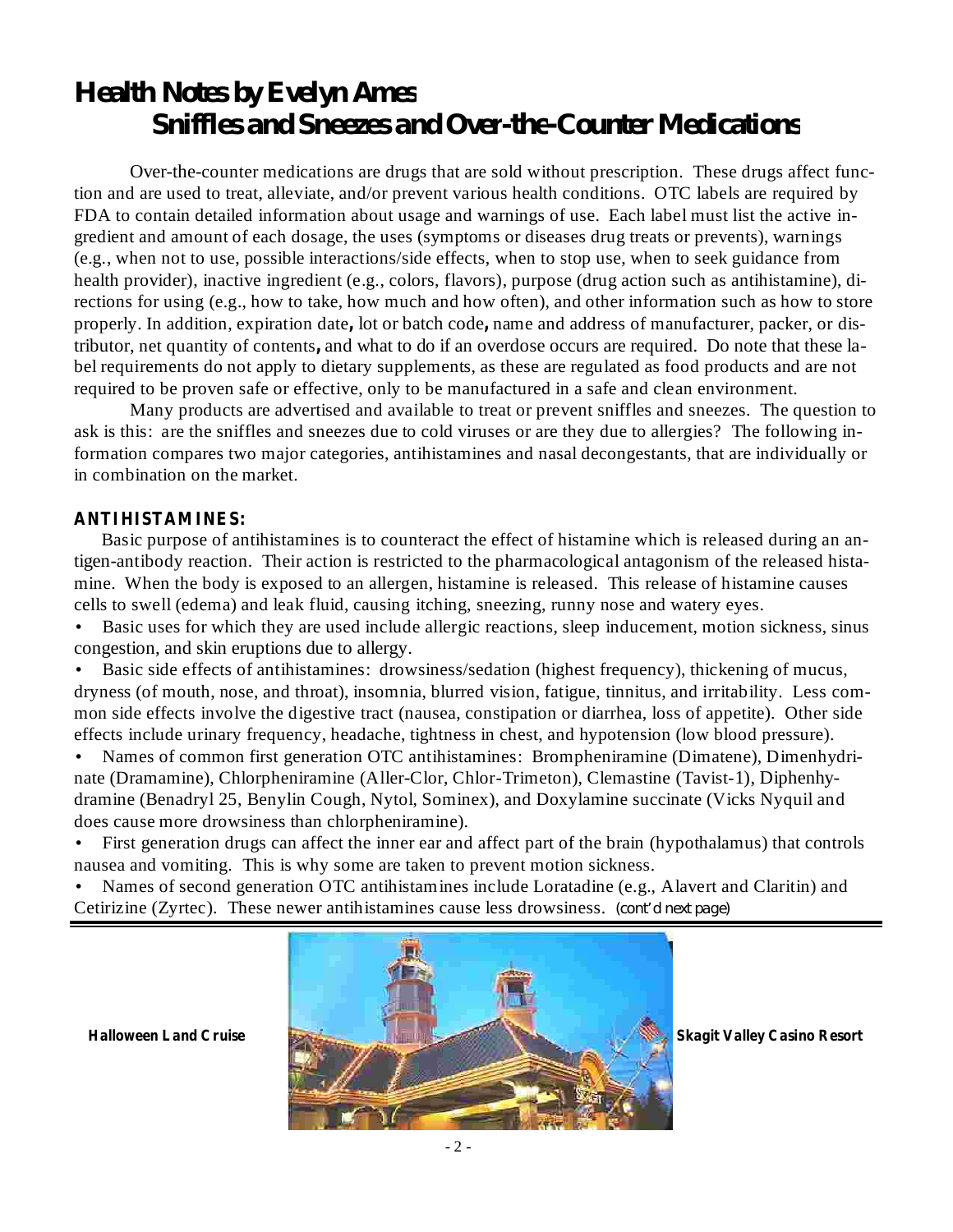# Health Notes by Evelyn Ames

## Sniffles and Sneezes and Over-the-Counter Medications

Over-the-counter medications are drugs that are sold without prescription. These drugs affect function and are used to treat, alleviate, and/or prevent various health conditions. OTC labels are required by FDA to contain detailed information about usage and warnings of use. Each label must list the active ingredient and amount of each dosage, the uses (symptoms or diseases drug treats or prevents), warnings (e.g., when not to use, possible interactions/side effects, when to stop use, when to seek guidance from health provider), inactive ingredient (e.g., colors, flavors), purpose (drug action such as antihistamine), directions for using (e.g., how to take, how much and how often), and other information such as how to store properly. In addition, expiration date**,** lot or batch code**,** name and address of manufacturer, packer, or distributor, net quantity of contents**,** and what to do if an overdose occurs are required. Do note that these label requirements do not apply to dietary supplements, as these are regulated as food products and are not required to be proven safe or effective, only to be manufactured in a safe and clean environment.

Many products are advertised and available to treat or prevent sniffles and sneezes. The question to ask is this: are the sniffles and sneezes due to cold viruses or are they due to allergies? The following information compares two major categories, antihistamines and nasal decongestants, that are individually or in combination on the market.

### ANTIHISTAMINES:

Basic purpose of antihistamines is to counteract the effect of histamine which is released during an antigen-antibody reaction. Their action is restricted to the pharmacological antagonism of the released histamine. When the body is exposed to an allergen, histamine is released. This release of histamine causes cells to swell (edema) and leak fluid, causing itching, sneezing, runny nose and watery eyes.

- Basic uses for which they are used include allergic reactions, sleep inducement, motion sickness, sinus congestion, and skin eruptions due to allergy.
- Basic side effects of antihistamines: drowsiness/sedation (highest frequency), thickening of mucus, dryness (of mouth, nose, and throat), insomnia, blurred vision, fatigue, tinnitus, and irritability. Less common side effects involve the digestive tract (nausea, constipation or diarrhea, loss of appetite). Other side effects include urinary frequency, headache, tightness in chest, and hypotension (low blood pressure).
- Names of common first generation OTC antihistamines: Brompheniramine (Dimatene), Dimenhydrinate (Dramamine), Chlorpheniramine (Aller-Clor, Chlor-Trimeton), Clemastine (Tavist-1), Diphenhydramine (Benadryl 25, Benylin Cough, Nytol, Sominex), and Doxylamine succinate (Vicks Nyquil and does cause more drowsiness than chlorpheniramine).
- First generation drugs can affect the inner ear and affect part of the brain (hypothalamus) that controls nausea and vomiting. This is why some are taken to prevent motion sickness.
- Names of second generation OTC antihistamines include Loratadine (e.g., Alavert and Claritin) and Cetirizine (Zyrtec). These newer antihistamines cause less drowsiness. *(cont'd next page)*

---

**Halloween Land Cruise** **Skagit Valley Casino Resort**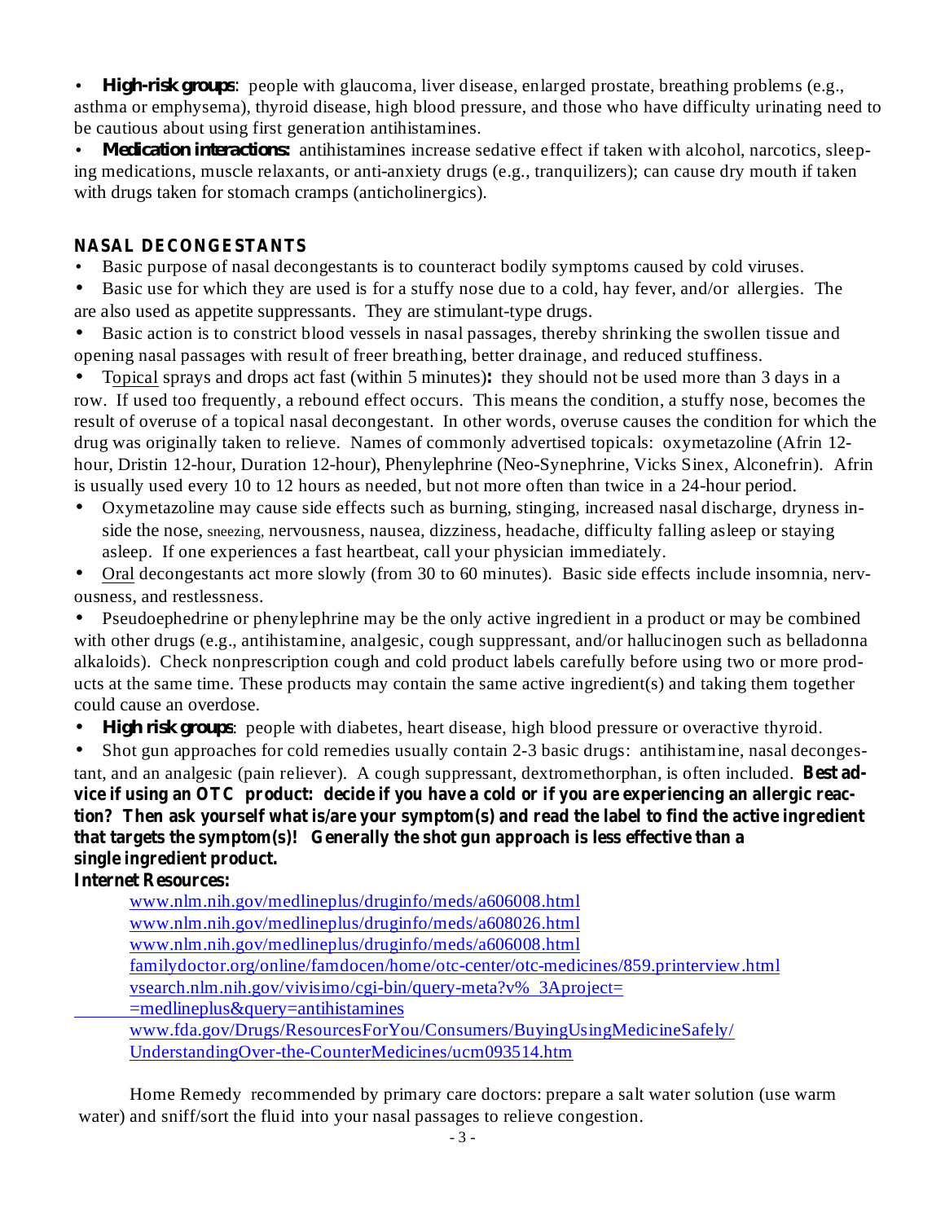- **High-risk groups**: people with glaucoma, liver disease, enlarged prostate, breathing problems (e.g., asthma or emphysema), thyroid disease, high blood pressure, and those who have difficulty urinating need to be cautious about using first generation antihistamines.
- **Medication interactions:** antihistamines increase sedative effect if taken with alcohol, narcotics, sleeping medications, muscle relaxants, or anti-anxiety drugs (e.g., tranquilizers); can cause dry mouth if taken with drugs taken for stomach cramps (anticholinergics).

## NASAL DECONGESTANTS

- Basic purpose of nasal decongestants is to counteract bodily symptoms caused by cold viruses.
- Basic use for which they are used is for a stuffy nose due to a cold, hay fever, and/or allergies. The are also used as appetite suppressants. They are stimulant-type drugs.
- Basic action is to constrict blood vessels in nasal passages, thereby shrinking the swollen tissue and opening nasal passages with result of freer breathing, better drainage, and reduced stuffiness.
- Topical sprays and drops act fast (within 5 minutes)**:** they should not be used more than 3 days in a row. If used too frequently, a rebound effect occurs. This means the condition, a stuffy nose, becomes the result of overuse of a topical nasal decongestant. In other words, overuse causes the condition for which the drug was originally taken to relieve. Names of commonly advertised topicals: oxymetazoline (Afrin 12-hour, Dristin 12-hour, Duration 12-hour), Phenylephrine (Neo-Synephrine, Vicks Sinex, Alconefrin). Afrin is usually used every 10 to 12 hours as needed, but not more often than twice in a 24-hour period.
- Oxymetazoline may cause side effects such as burning, stinging, increased nasal discharge, dryness inside the nose, sneezing, nervousness, nausea, dizziness, headache, difficulty falling asleep or staying asleep. If one experiences a fast heartbeat, call your physician immediately.
- Oral decongestants act more slowly (from 30 to 60 minutes). Basic side effects include insomnia, nervousness, and restlessness.
- Pseudoephedrine or phenylephrine may be the only active ingredient in a product or may be combined with other drugs (e.g., antihistamine, analgesic, cough suppressant, and/or hallucinogen such as belladonna alkaloids). Check nonprescription cough and cold product labels carefully before using two or more products at the same time. These products may contain the same active ingredient(s) and taking them together could cause an overdose.
- **High risk groups**: people with diabetes, heart disease, high blood pressure or overactive thyroid.
- Shot gun approaches for cold remedies usually contain 2-3 basic drugs: antihistamine, nasal decongestant, and an analgesic (pain reliever). A cough suppressant, dextromethorphan, is often included. **Best advice if using an OTC product: decide if you have a cold or if you are experiencing an allergic reaction? Then ask yourself what is/are your symptom(s) and read the label to find the active ingredient that targets the symptom(s)! Generally the shot gun approach is less effective than a single ingredient product.**

**Internet Resources:**

www.nlm.nih.gov/medlineplus/druginfo/meds/a606008.html
www.nlm.nih.gov/medlineplus/druginfo/meds/a608026.html
www.nlm.nih.gov/medlineplus/druginfo/meds/a606008.html
familydoctor.org/online/famdocen/home/otc-center/otc-medicines/859.printerview.html
vsearch.nlm.nih.gov/vivisimo/cgi-bin/query-meta?v%_3Aproject= =medlineplus&query=antihistamines
www.fda.gov/Drugs/ResourcesForYou/Consumers/BuyingUsingMedicineSafely/UnderstandingOver-the-CounterMedicines/ucm093514.htm

Home Remedy recommended by primary care doctors: prepare a salt water solution (use warm water) and sniff/sort the fluid into your nasal passages to relieve congestion.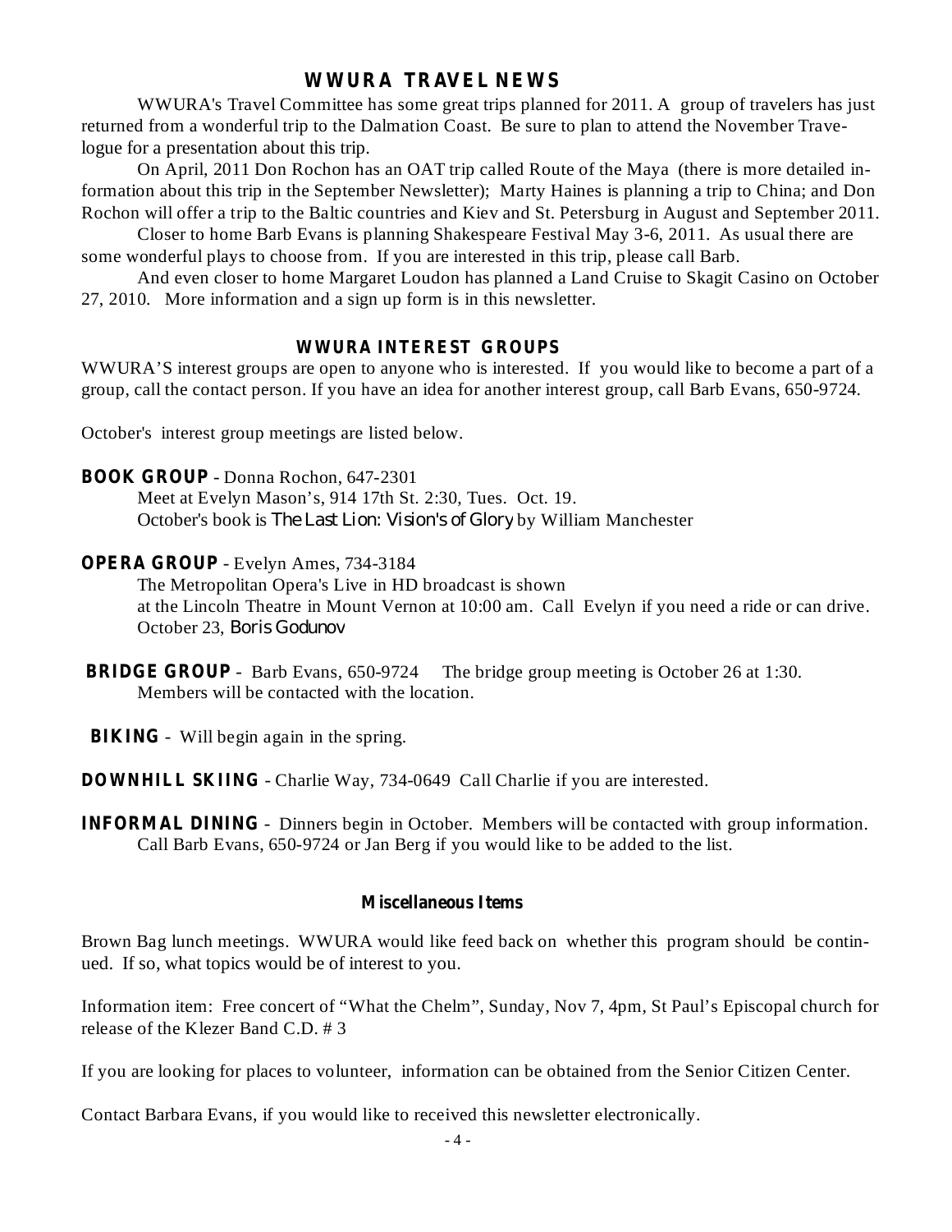## WWURA TRAVEL NEWS

WWURA's Travel Committee has some great trips planned for 2011. A group of travelers has just returned from a wonderful trip to the Dalmation Coast. Be sure to plan to attend the November Travelogue for a presentation about this trip.

On April, 2011 Don Rochon has an OAT trip called Route of the Maya (there is more detailed information about this trip in the September Newsletter); Marty Haines is planning a trip to China; and Don Rochon will offer a trip to the Baltic countries and Kiev and St. Petersburg in August and September 2011.

Closer to home Barb Evans is planning Shakespeare Festival May 3-6, 2011. As usual there are some wonderful plays to choose from. If you are interested in this trip, please call Barb.

And even closer to home Margaret Loudon has planned a Land Cruise to Skagit Casino on October 27, 2010. More information and a sign up form is in this newsletter.

## WWURA INTEREST GROUPS

WWURA'S interest groups are open to anyone who is interested. If you would like to become a part of a group, call the contact person. If you have an idea for another interest group, call Barb Evans, 650-9724.

October's interest group meetings are listed below.

**BOOK GROUP** - Donna Rochon, 647-2301
Meet at Evelyn Mason's, 914 17th St. 2:30, Tues. Oct. 19.
October's book is *The Last Lion: Vision's of Glory* by William Manchester

**OPERA GROUP** - Evelyn Ames, 734-3184
The Metropolitan Opera's Live in HD broadcast is shown at the Lincoln Theatre in Mount Vernon at 10:00 am. Call Evelyn if you need a ride or can drive.
October 23, *Boris Godunov*

**BRIDGE GROUP** - Barb Evans, 650-9724 The bridge group meeting is October 26 at 1:30. Members will be contacted with the location.

**BIKING** - Will begin again in the spring.

**DOWNHILL SKIING** - Charlie Way, 734-0649 Call Charlie if you are interested.

**INFORMAL DINING** - Dinners begin in October. Members will be contacted with group information. Call Barb Evans, 650-9724 or Jan Berg if you would like to be added to the list.

### Miscellaneous Items

Brown Bag lunch meetings. WWURA would like feed back on whether this program should be continued. If so, what topics would be of interest to you.

Information item: Free concert of "What the Chelm", Sunday, Nov 7, 4pm, St Paul's Episcopal church for release of the Klezer Band C.D. # 3

If you are looking for places to volunteer, information can be obtained from the Senior Citizen Center.

Contact Barbara Evans, if you would like to received this newsletter electronically.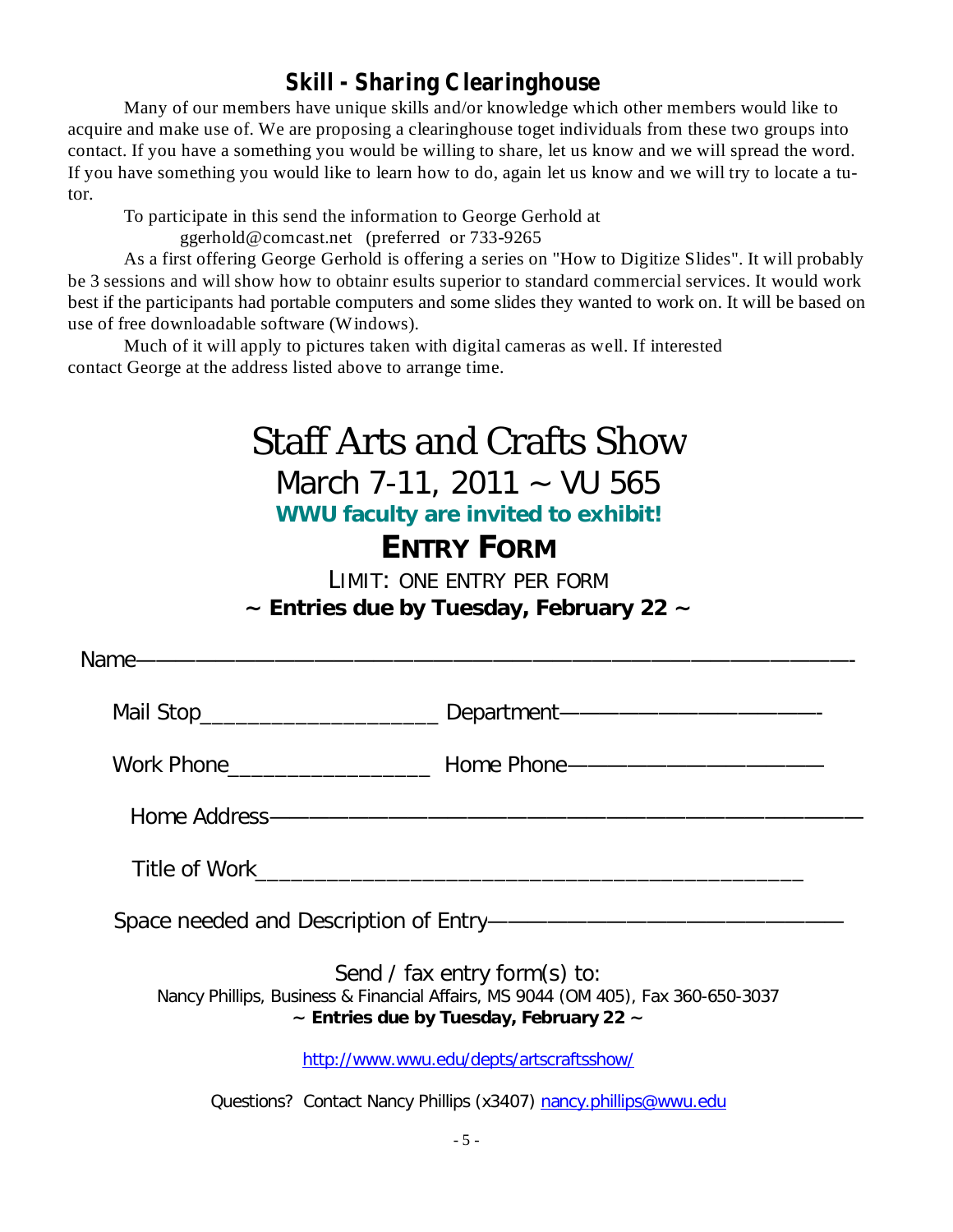## Skill - Sharing Clearinghouse

Many of our members have unique skills and/or knowledge which other members would like to acquire and make use of. We are proposing a clearinghouse toget individuals from these two groups into contact. If you have a something you would be willing to share, let us know and we will spread the word. If you have something you would like to learn how to do, again let us know and we will try to locate a tutor.

To participate in this send the information to George Gerhold at
ggerhold@comcast.net (preferred or 733-9265

As a first offering George Gerhold is offering a series on "How to Digitize Slides". It will probably be 3 sessions and will show how to obtainr esults superior to standard commercial services. It would work best if the participants had portable computers and some slides they wanted to work on. It will be based on use of free downloadable software (Windows).

Much of it will apply to pictures taken with digital cameras as well. If interested contact George at the address listed above to arrange time.

# Staff Arts and Crafts Show

## March 7-11, 2011 ~ VU 565

**WWU faculty are invited to exhibit!**

## ENTRY FORM

LIMIT: ONE ENTRY PER FORM

**~ Entries due by Tuesday, February 22 ~**

Name———————————————————————————————

Mail Stop____________________ Department———————————————-

Work Phone_________________ Home Phone———————————————

Home Address————————————————————————————

Title of Work________________________________________________

Space needed and Description of Entry————————————————

Send / fax entry form(s) to:
Nancy Phillips, Business & Financial Affairs, MS 9044 (OM 405), Fax 360-650-3037
**~ Entries due by Tuesday, February 22 ~**

http://www.wwu.edu/depts/artscraftsshow/

Questions? Contact Nancy Phillips (x3407) nancy.phillips@wwu.edu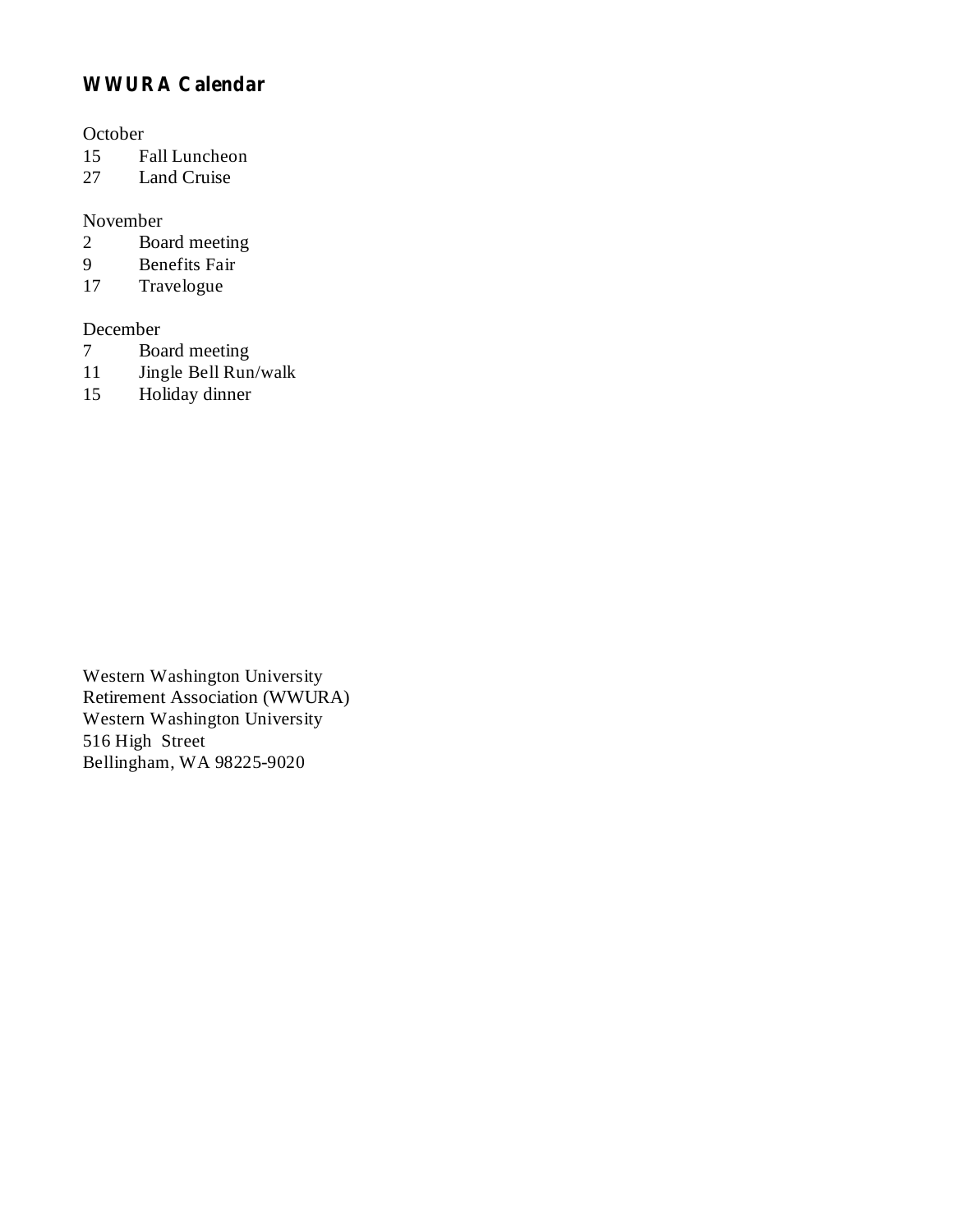## WWURA Calendar

October

15 Fall Luncheon
27 Land Cruise

November

2 Board meeting
9 Benefits Fair
17 Travelogue

December

7 Board meeting
11 Jingle Bell Run/walk
15 Holiday dinner

Western Washington University
Retirement Association (WWURA)
Western Washington University
516 High Street
Bellingham, WA 98225-9020